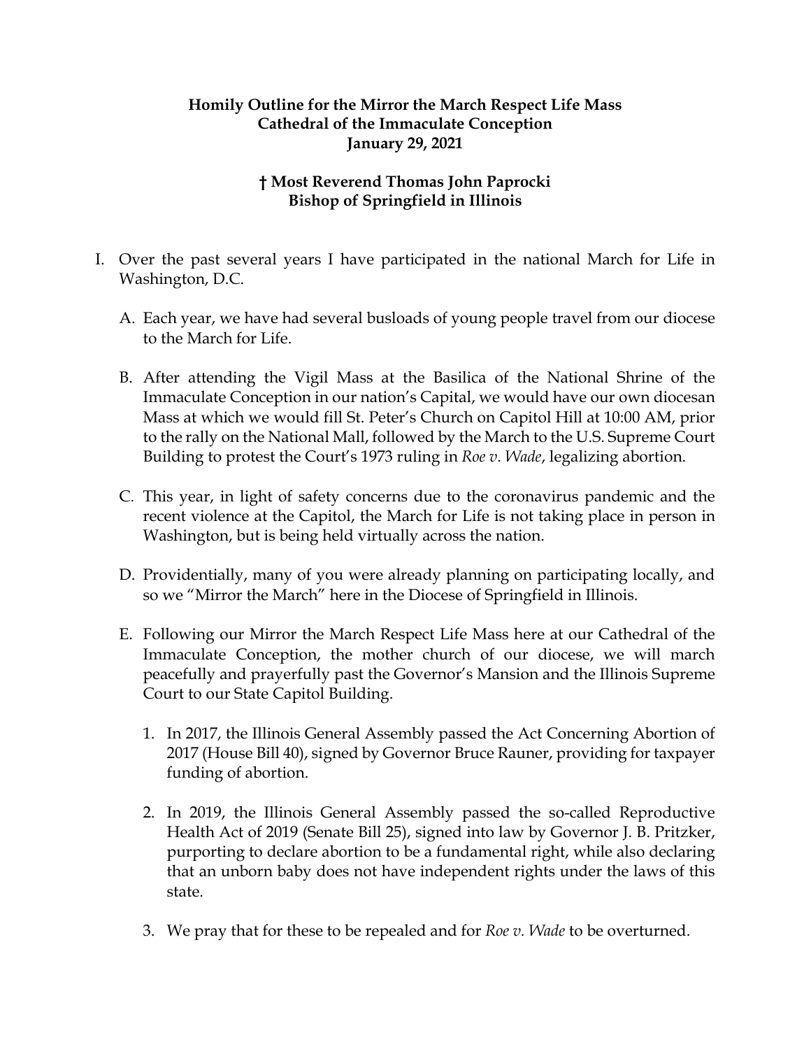**Homily Outline for the Mirror the March Respect Life Mass**
**Cathedral of the Immaculate Conception**
**January 29, 2021**

**† Most Reverend Thomas John Paprocki**
**Bishop of Springfield in Illinois**

I. Over the past several years I have participated in the national March for Life in Washington, D.C.

   A. Each year, we have had several busloads of young people travel from our diocese to the March for Life.

   B. After attending the Vigil Mass at the Basilica of the National Shrine of the Immaculate Conception in our nation's Capital, we would have our own diocesan Mass at which we would fill St. Peter's Church on Capitol Hill at 10:00 AM, prior to the rally on the National Mall, followed by the March to the U.S. Supreme Court Building to protest the Court's 1973 ruling in *Roe v. Wade*, legalizing abortion.

   C. This year, in light of safety concerns due to the coronavirus pandemic and the recent violence at the Capitol, the March for Life is not taking place in person in Washington, but is being held virtually across the nation.

   D. Providentially, many of you were already planning on participating locally, and so we "Mirror the March" here in the Diocese of Springfield in Illinois.

   E. Following our Mirror the March Respect Life Mass here at our Cathedral of the Immaculate Conception, the mother church of our diocese, we will march peacefully and prayerfully past the Governor's Mansion and the Illinois Supreme Court to our State Capitol Building.

      1. In 2017, the Illinois General Assembly passed the Act Concerning Abortion of 2017 (House Bill 40), signed by Governor Bruce Rauner, providing for taxpayer funding of abortion.

      2. In 2019, the Illinois General Assembly passed the so-called Reproductive Health Act of 2019 (Senate Bill 25), signed into law by Governor J. B. Pritzker, purporting to declare abortion to be a fundamental right, while also declaring that an unborn baby does not have independent rights under the laws of this state.

      3. We pray that for these to be repealed and for *Roe v. Wade* to be overturned.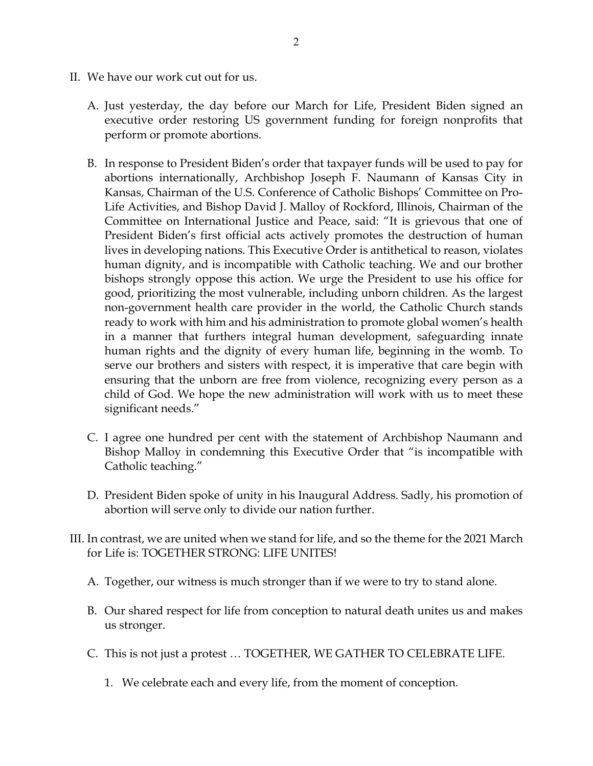II. We have our work cut out for us.

   A. Just yesterday, the day before our March for Life, President Biden signed an executive order restoring US government funding for foreign nonprofits that perform or promote abortions.

   B. In response to President Biden's order that taxpayer funds will be used to pay for abortions internationally, Archbishop Joseph F. Naumann of Kansas City in Kansas, Chairman of the U.S. Conference of Catholic Bishops' Committee on Pro-Life Activities, and Bishop David J. Malloy of Rockford, Illinois, Chairman of the Committee on International Justice and Peace, said: "It is grievous that one of President Biden's first official acts actively promotes the destruction of human lives in developing nations. This Executive Order is antithetical to reason, violates human dignity, and is incompatible with Catholic teaching. We and our brother bishops strongly oppose this action. We urge the President to use his office for good, prioritizing the most vulnerable, including unborn children. As the largest non-government health care provider in the world, the Catholic Church stands ready to work with him and his administration to promote global women's health in a manner that furthers integral human development, safeguarding innate human rights and the dignity of every human life, beginning in the womb. To serve our brothers and sisters with respect, it is imperative that care begin with ensuring that the unborn are free from violence, recognizing every person as a child of God. We hope the new administration will work with us to meet these significant needs."

   C. I agree one hundred per cent with the statement of Archbishop Naumann and Bishop Malloy in condemning this Executive Order that "is incompatible with Catholic teaching."

   D. President Biden spoke of unity in his Inaugural Address. Sadly, his promotion of abortion will serve only to divide our nation further.

III. In contrast, we are united when we stand for life, and so the theme for the 2021 March for Life is: TOGETHER STRONG: LIFE UNITES!

   A. Together, our witness is much stronger than if we were to try to stand alone.

   B. Our shared respect for life from conception to natural death unites us and makes us stronger.

   C. This is not just a protest … TOGETHER, WE GATHER TO CELEBRATE LIFE.

      1. We celebrate each and every life, from the moment of conception.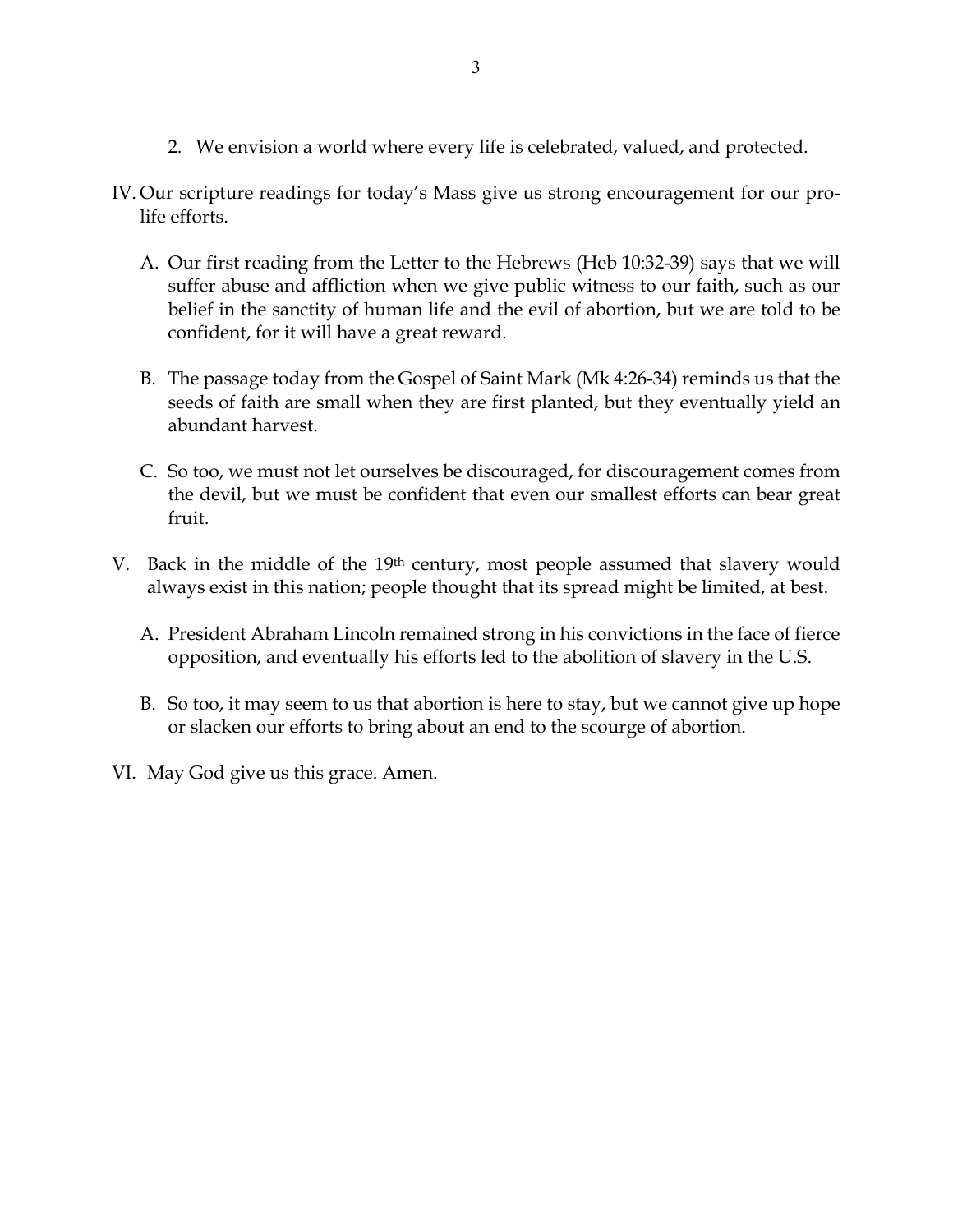2. We envision a world where every life is celebrated, valued, and protected.

IV. Our scripture readings for today's Mass give us strong encouragement for our pro-life efforts.

   A. Our first reading from the Letter to the Hebrews (Heb 10:32-39) says that we will suffer abuse and affliction when we give public witness to our faith, such as our belief in the sanctity of human life and the evil of abortion, but we are told to be confident, for it will have a great reward.

   B. The passage today from the Gospel of Saint Mark (Mk 4:26-34) reminds us that the seeds of faith are small when they are first planted, but they eventually yield an abundant harvest.

   C. So too, we must not let ourselves be discouraged, for discouragement comes from the devil, but we must be confident that even our smallest efforts can bear great fruit.

V. Back in the middle of the 19th century, most people assumed that slavery would always exist in this nation; people thought that its spread might be limited, at best.

   A. President Abraham Lincoln remained strong in his convictions in the face of fierce opposition, and eventually his efforts led to the abolition of slavery in the U.S.

   B. So too, it may seem to us that abortion is here to stay, but we cannot give up hope or slacken our efforts to bring about an end to the scourge of abortion.

VI. May God give us this grace. Amen.